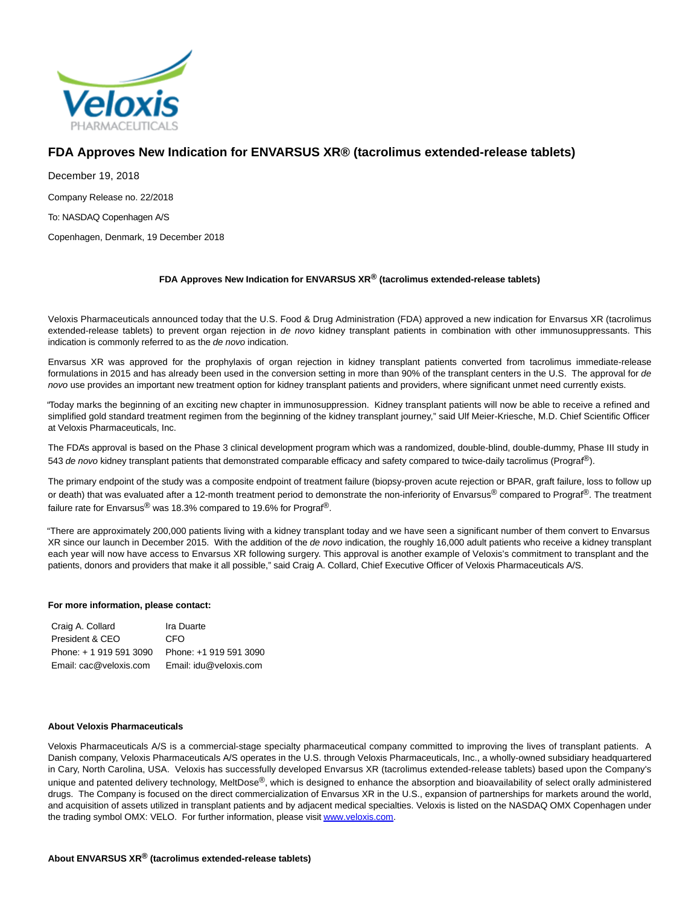# FDA Approves New Indication for ENVARSUS XR® (tacrolimus extended-release tablets)

December 19, 2018

Company Release no. 22/2018

To: NASDAQ Copenhagen A/S

Copenhagen, Denmark, 19 December 2018

**FDA Approves New Indication for ENVARSUS XR® (tacrolimus extended-release tablets)**

Veloxis Pharmaceuticals announced today that the U.S. Food & Drug Administration (FDA) approved a new indication for Envarsus XR (tacrolimus extended-release tablets) to prevent organ rejection in *de novo* kidney transplant patients in combination with other immunosuppressants. This indication is commonly referred to as the *de novo* indication.

Envarsus XR was approved for the prophylaxis of organ rejection in kidney transplant patients converted from tacrolimus immediate-release formulations in 2015 and has already been used in the conversion setting in more than 90% of the transplant centers in the U.S. The approval for *de novo* use provides an important new treatment option for kidney transplant patients and providers, where significant unmet need currently exists.

"Today marks the beginning of an exciting new chapter in immunosuppression. Kidney transplant patients will now be able to receive a refined and simplified gold standard treatment regimen from the beginning of the kidney transplant journey," said Ulf Meier-Kriesche, M.D. Chief Scientific Officer at Veloxis Pharmaceuticals, Inc.

The FDA's approval is based on the Phase 3 clinical development program which was a randomized, double-blind, double-dummy, Phase III study in 543 *de novo* kidney transplant patients that demonstrated comparable efficacy and safety compared to twice-daily tacrolimus (Prograf®).

The primary endpoint of the study was a composite endpoint of treatment failure (biopsy-proven acute rejection or BPAR, graft failure, loss to follow up or death) that was evaluated after a 12-month treatment period to demonstrate the non-inferiority of Envarsus® compared to Prograf®. The treatment failure rate for Envarsus® was 18.3% compared to 19.6% for Prograf®.

"There are approximately 200,000 patients living with a kidney transplant today and we have seen a significant number of them convert to Envarsus XR since our launch in December 2015. With the addition of the *de novo* indication, the roughly 16,000 adult patients who receive a kidney transplant each year will now have access to Envarsus XR following surgery. This approval is another example of Veloxis's commitment to transplant and the patients, donors and providers that make it all possible," said Craig A. Collard, Chief Executive Officer of Veloxis Pharmaceuticals A/S.

**For more information, please contact:**

| Craig A. Collard | Ira Duarte |
|---|---|
| President & CEO | CFO |
| Phone: + 1 919 591 3090 | Phone: +1 919 591 3090 |
| Email: cac@veloxis.com | Email: idu@veloxis.com |

**About Veloxis Pharmaceuticals**

Veloxis Pharmaceuticals A/S is a commercial-stage specialty pharmaceutical company committed to improving the lives of transplant patients. A Danish company, Veloxis Pharmaceuticals A/S operates in the U.S. through Veloxis Pharmaceuticals, Inc., a wholly-owned subsidiary headquartered in Cary, North Carolina, USA. Veloxis has successfully developed Envarsus XR (tacrolimus extended-release tablets) based upon the Company's unique and patented delivery technology, MeltDose®, which is designed to enhance the absorption and bioavailability of select orally administered drugs. The Company is focused on the direct commercialization of Envarsus XR in the U.S., expansion of partnerships for markets around the world, and acquisition of assets utilized in transplant patients and by adjacent medical specialties. Veloxis is listed on the NASDAQ OMX Copenhagen under the trading symbol OMX: VELO. For further information, please visit www.veloxis.com.

**About ENVARSUS XR® (tacrolimus extended-release tablets)**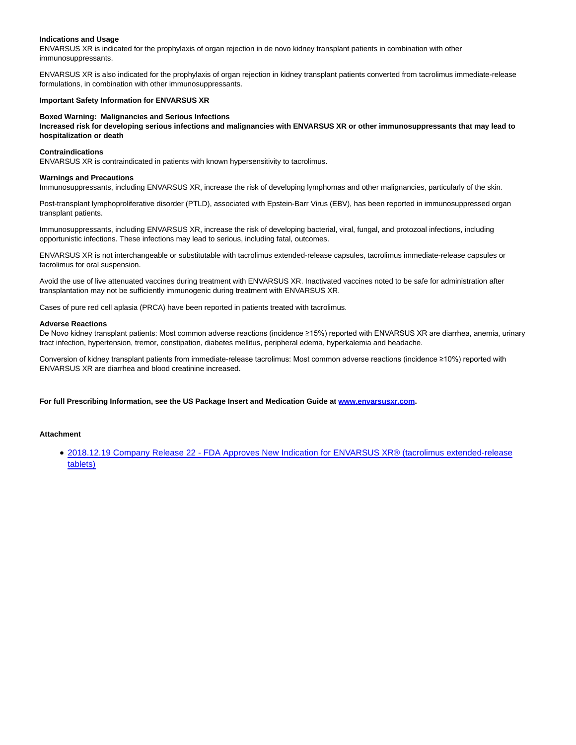**Indications and Usage**
ENVARSUS XR is indicated for the prophylaxis of organ rejection in de novo kidney transplant patients in combination with other immunosuppressants.

ENVARSUS XR is also indicated for the prophylaxis of organ rejection in kidney transplant patients converted from tacrolimus immediate-release formulations, in combination with other immunosuppressants.

**Important Safety Information for ENVARSUS XR**

**Boxed Warning: Malignancies and Serious Infections**
**Increased risk for developing serious infections and malignancies with ENVARSUS XR or other immunosuppressants that may lead to hospitalization or death**

**Contraindications**
ENVARSUS XR is contraindicated in patients with known hypersensitivity to tacrolimus.

**Warnings and Precautions**
Immunosuppressants, including ENVARSUS XR, increase the risk of developing lymphomas and other malignancies, particularly of the skin.

Post-transplant lymphoproliferative disorder (PTLD), associated with Epstein-Barr Virus (EBV), has been reported in immunosuppressed organ transplant patients.

Immunosuppressants, including ENVARSUS XR, increase the risk of developing bacterial, viral, fungal, and protozoal infections, including opportunistic infections. These infections may lead to serious, including fatal, outcomes.

ENVARSUS XR is not interchangeable or substitutable with tacrolimus extended-release capsules, tacrolimus immediate-release capsules or tacrolimus for oral suspension.

Avoid the use of live attenuated vaccines during treatment with ENVARSUS XR. Inactivated vaccines noted to be safe for administration after transplantation may not be sufficiently immunogenic during treatment with ENVARSUS XR.

Cases of pure red cell aplasia (PRCA) have been reported in patients treated with tacrolimus.

**Adverse Reactions**
De Novo kidney transplant patients: Most common adverse reactions (incidence ≥15%) reported with ENVARSUS XR are diarrhea, anemia, urinary tract infection, hypertension, tremor, constipation, diabetes mellitus, peripheral edema, hyperkalemia and headache.

Conversion of kidney transplant patients from immediate-release tacrolimus: Most common adverse reactions (incidence ≥10%) reported with ENVARSUS XR are diarrhea and blood creatinine increased.

**For full Prescribing Information, see the US Package Insert and Medication Guide at [www.envarsusxr.com](www.envarsusxr.com).**

**Attachment**

- 2018.12.19 Company Release 22 - FDA Approves New Indication for ENVARSUS XR® (tacrolimus extended-release tablets)